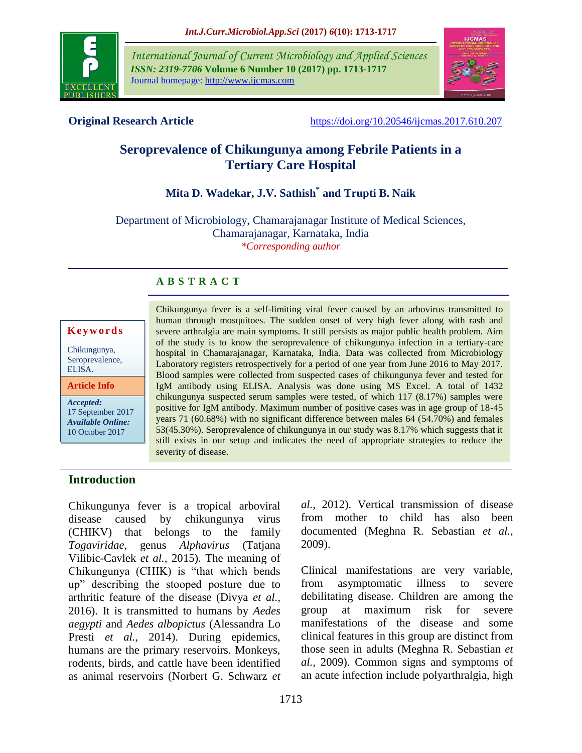**Original Research Article** https://doi.org/10.20546/ijcmas.2017.610.207

# Seroprevalence of Chikungunya among Febrile Patients in a Tertiary Care Hospital

**Mita D. Wadekar, J.V. Sathish* and Trupti B. Naik**

Department of Microbiology, Chamarajanagar Institute of Medical Sciences, Chamarajanagar, Karnataka, India

*Corresponding author

## ABSTRACT

**Keywords**

Chikungunya, Seroprevalence, ELISA.

**Article Info**

*Accepted:* 17 September 2017

*Available Online:* 10 October 2017

Chikungunya fever is a self-limiting viral fever caused by an arbovirus transmitted to human through mosquitoes. The sudden onset of very high fever along with rash and severe arthralgia are main symptoms. It still persists as major public health problem. Aim of the study is to know the seroprevalence of chikungunya infection in a tertiary-care hospital in Chamarajanagar, Karnataka, India. Data was collected from Microbiology Laboratory registers retrospectively for a period of one year from June 2016 to May 2017. Blood samples were collected from suspected cases of chikungunya fever and tested for IgM antibody using ELISA. Analysis was done using MS Excel. A total of 1432 chikungunya suspected serum samples were tested, of which 117 (8.17%) samples were positive for IgM antibody. Maximum number of positive cases was in age group of 18-45 years 71 (60.68%) with no significant difference between males 64 (54.70%) and females 53(45.30%). Seroprevalence of chikungunya in our study was 8.17% which suggests that it still exists in our setup and indicates the need of appropriate strategies to reduce the severity of disease.

## Introduction

Chikungunya fever is a tropical arboviral disease caused by chikungunya virus (CHIKV) that belongs to the family *Togaviridae*, genus *Alphavirus* (Tatjana Vilibic-Cavlek *et al.,* 2015). The meaning of Chikungunya (CHIK) is "that which bends up" describing the stooped posture due to arthritic feature of the disease (Divya *et al.,* 2016). It is transmitted to humans by *Aedes aegypti* and *Aedes albopictus* (Alessandra Lo Presti *et al.,* 2014). During epidemics, humans are the primary reservoirs. Monkeys, rodents, birds, and cattle have been identified as animal reservoirs (Norbert G. Schwarz *et al.,* 2012). Vertical transmission of disease from mother to child has also been documented (Meghna R. Sebastian *et al.,* 2009).

Clinical manifestations are very variable, from asymptomatic illness to severe debilitating disease. Children are among the group at maximum risk for severe manifestations of the disease and some clinical features in this group are distinct from those seen in adults (Meghna R. Sebastian *et al.,* 2009). Common signs and symptoms of an acute infection include polyarthralgia, high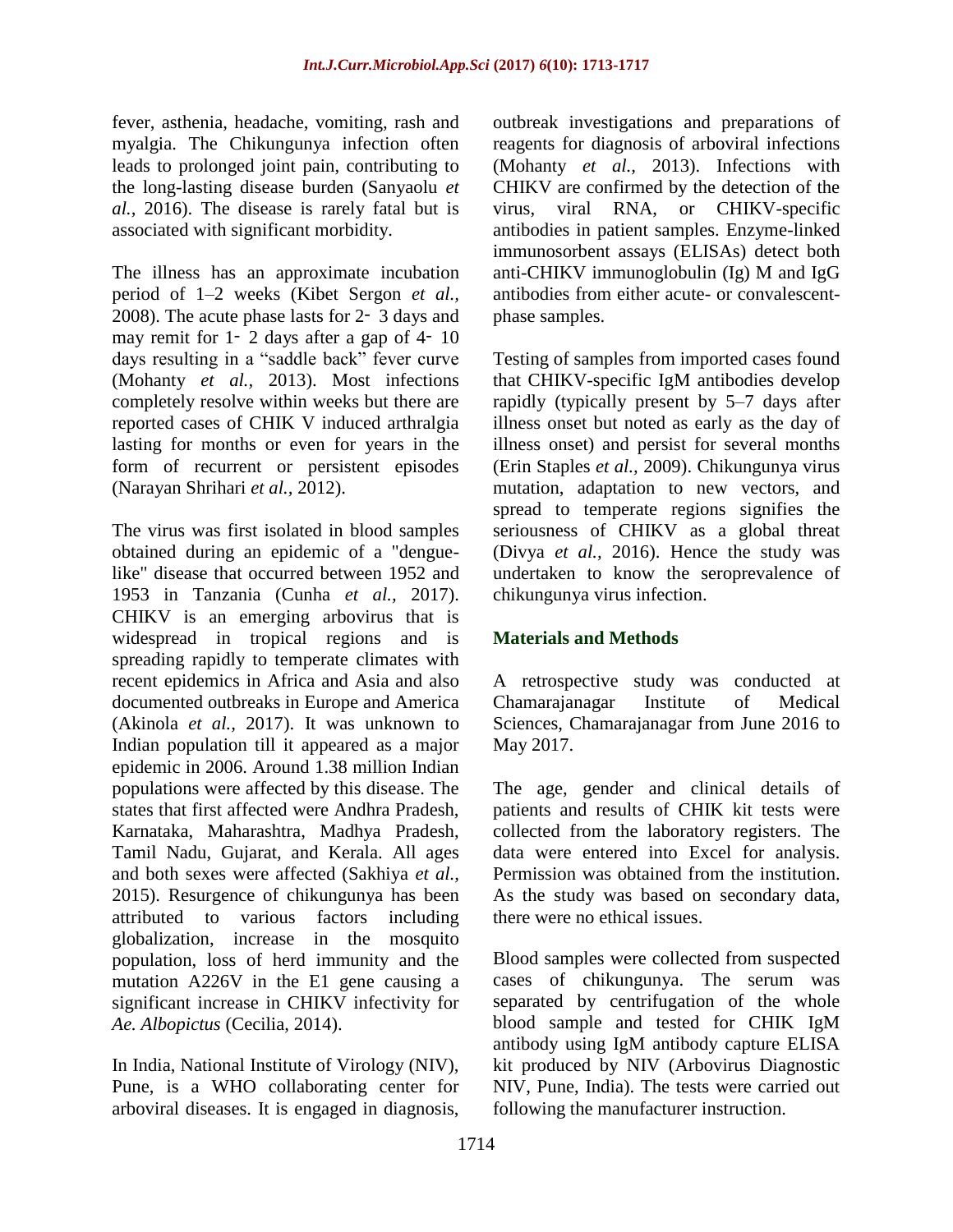fever, asthenia, headache, vomiting, rash and myalgia. The Chikungunya infection often leads to prolonged joint pain, contributing to the long-lasting disease burden (Sanyaolu *et al.,* 2016). The disease is rarely fatal but is associated with significant morbidity.

The illness has an approximate incubation period of 1–2 weeks (Kibet Sergon *et al.,* 2008). The acute phase lasts for 2‐ 3 days and may remit for 1‐ 2 days after a gap of 4‐ 10 days resulting in a "saddle back" fever curve (Mohanty *et al.,* 2013). Most infections completely resolve within weeks but there are reported cases of CHIK V induced arthralgia lasting for months or even for years in the form of recurrent or persistent episodes (Narayan Shrihari *et al.,* 2012).

The virus was first isolated in blood samples obtained during an epidemic of a "dengue-like" disease that occurred between 1952 and 1953 in Tanzania (Cunha *et al.,* 2017). CHIKV is an emerging arbovirus that is widespread in tropical regions and is spreading rapidly to temperate climates with recent epidemics in Africa and Asia and also documented outbreaks in Europe and America (Akinola *et al.,* 2017). It was unknown to Indian population till it appeared as a major epidemic in 2006. Around 1.38 million Indian populations were affected by this disease. The states that first affected were Andhra Pradesh, Karnataka, Maharashtra, Madhya Pradesh, Tamil Nadu, Gujarat, and Kerala. All ages and both sexes were affected (Sakhiya *et al.,* 2015). Resurgence of chikungunya has been attributed to various factors including globalization, increase in the mosquito population, loss of herd immunity and the mutation A226V in the E1 gene causing a significant increase in CHIKV infectivity for *Ae. Albopictus* (Cecilia, 2014).

In India, National Institute of Virology (NIV), Pune, is a WHO collaborating center for arboviral diseases. It is engaged in diagnosis, outbreak investigations and preparations of reagents for diagnosis of arboviral infections (Mohanty *et al.,* 2013). Infections with CHIKV are confirmed by the detection of the virus, viral RNA, or CHIKV-specific antibodies in patient samples. Enzyme-linked immunosorbent assays (ELISAs) detect both anti-CHIKV immunoglobulin (Ig) M and IgG antibodies from either acute- or convalescent-phase samples.

Testing of samples from imported cases found that CHIKV-specific IgM antibodies develop rapidly (typically present by 5–7 days after illness onset but noted as early as the day of illness onset) and persist for several months (Erin Staples *et al.,* 2009). Chikungunya virus mutation, adaptation to new vectors, and spread to temperate regions signifies the seriousness of CHIKV as a global threat (Divya *et al.,* 2016). Hence the study was undertaken to know the seroprevalence of chikungunya virus infection.

## Materials and Methods

A retrospective study was conducted at Chamarajanagar Institute of Medical Sciences, Chamarajanagar from June 2016 to May 2017.

The age, gender and clinical details of patients and results of CHIK kit tests were collected from the laboratory registers. The data were entered into Excel for analysis. Permission was obtained from the institution. As the study was based on secondary data, there were no ethical issues.

Blood samples were collected from suspected cases of chikungunya. The serum was separated by centrifugation of the whole blood sample and tested for CHIK IgM antibody using IgM antibody capture ELISA kit produced by NIV (Arbovirus Diagnostic NIV, Pune, India). The tests were carried out following the manufacturer instruction.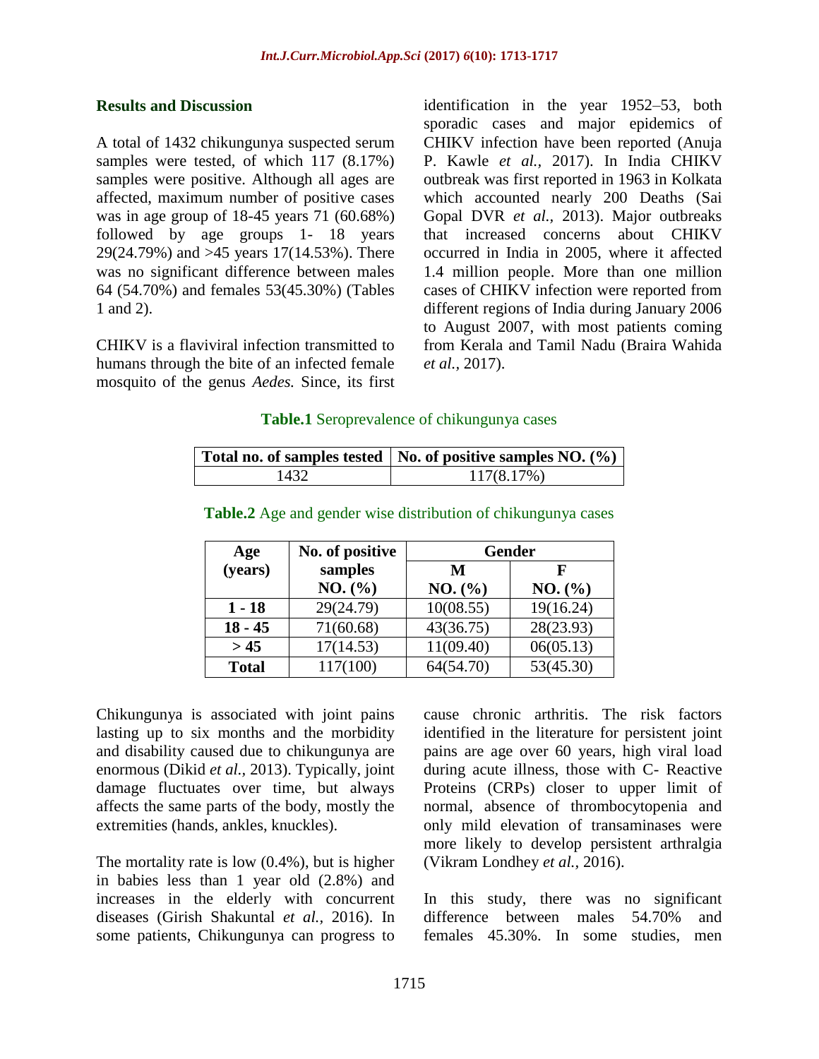## Results and Discussion

A total of 1432 chikungunya suspected serum samples were tested, of which 117 (8.17%) samples were positive. Although all ages are affected, maximum number of positive cases was in age group of 18-45 years 71 (60.68%) followed by age groups 1- 18 years 29(24.79%) and >45 years 17(14.53%). There was no significant difference between males 64 (54.70%) and females 53(45.30%) (Tables 1 and 2).

CHIKV is a flaviviral infection transmitted to humans through the bite of an infected female mosquito of the genus *Aedes.* Since, its first identification in the year 1952–53, both sporadic cases and major epidemics of CHIKV infection have been reported (Anuja P. Kawle *et al.,* 2017). In India CHIKV outbreak was first reported in 1963 in Kolkata which accounted nearly 200 Deaths (Sai Gopal DVR *et al.,* 2013). Major outbreaks that increased concerns about CHIKV occurred in India in 2005, where it affected 1.4 million people. More than one million cases of CHIKV infection were reported from different regions of India during January 2006 to August 2007, with most patients coming from Kerala and Tamil Nadu (Braira Wahida *et al.,* 2017).

**Table.1** Seroprevalence of chikungunya cases

| Total no. of samples tested | No. of positive samples NO. (%) |
|---|---|
| 1432 | 117(8.17%) |

**Table.2** Age and gender wise distribution of chikungunya cases

| Age (years) | No. of positive samples NO. (%) | Gender | |
|---|---|---|---|
| | | M NO. (%) | F NO. (%) |
| 1 - 18 | 29(24.79) | 10(08.55) | 19(16.24) |
| 18 - 45 | 71(60.68) | 43(36.75) | 28(23.93) |
| > 45 | 17(14.53) | 11(09.40) | 06(05.13) |
| Total | 117(100) | 64(54.70) | 53(45.30) |

Chikungunya is associated with joint pains lasting up to six months and the morbidity and disability caused due to chikungunya are enormous (Dikid *et al.,* 2013). Typically, joint damage fluctuates over time, but always affects the same parts of the body, mostly the extremities (hands, ankles, knuckles).

The mortality rate is low (0.4%), but is higher in babies less than 1 year old (2.8%) and increases in the elderly with concurrent diseases (Girish Shakuntal *et al.,* 2016). In some patients, Chikungunya can progress to cause chronic arthritis. The risk factors identified in the literature for persistent joint pains are age over 60 years, high viral load during acute illness, those with C- Reactive Proteins (CRPs) closer to upper limit of normal, absence of thrombocytopenia and only mild elevation of transaminases were more likely to develop persistent arthralgia (Vikram Londhey *et al.,* 2016).

In this study, there was no significant difference between males 54.70% and females 45.30%. In some studies, men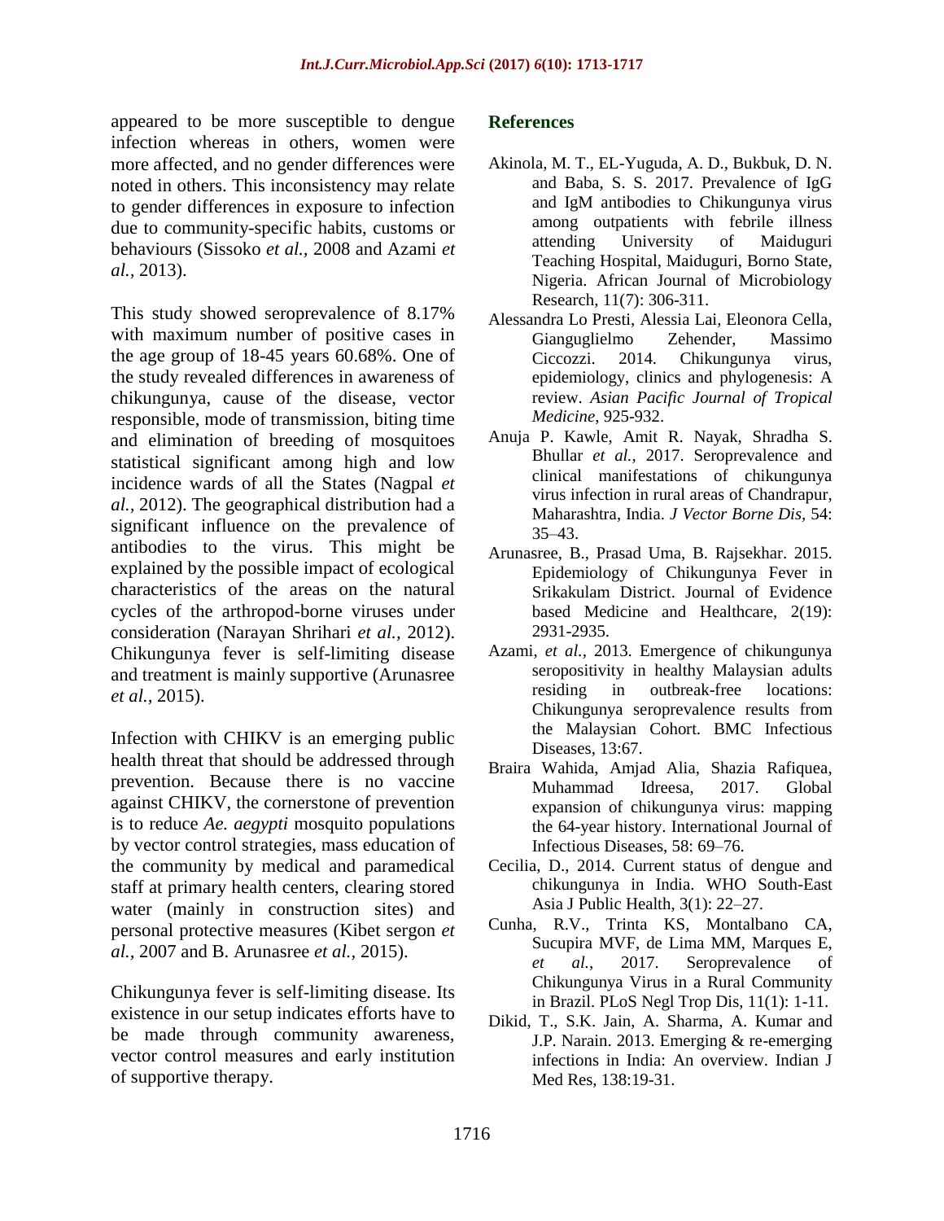appeared to be more susceptible to dengue infection whereas in others, women were more affected, and no gender differences were noted in others. This inconsistency may relate to gender differences in exposure to infection due to community-specific habits, customs or behaviours (Sissoko *et al.,* 2008 and Azami *et al.,* 2013).

This study showed seroprevalence of 8.17% with maximum number of positive cases in the age group of 18-45 years 60.68%. One of the study revealed differences in awareness of chikungunya, cause of the disease, vector responsible, mode of transmission, biting time and elimination of breeding of mosquitoes statistical significant among high and low incidence wards of all the States (Nagpal *et al.,* 2012). The geographical distribution had a significant influence on the prevalence of antibodies to the virus. This might be explained by the possible impact of ecological characteristics of the areas on the natural cycles of the arthropod-borne viruses under consideration (Narayan Shrihari *et al.,* 2012). Chikungunya fever is self-limiting disease and treatment is mainly supportive (Arunasree *et al.,* 2015).

Infection with CHIKV is an emerging public health threat that should be addressed through prevention. Because there is no vaccine against CHIKV, the cornerstone of prevention is to reduce *Ae. aegypti* mosquito populations by vector control strategies, mass education of the community by medical and paramedical staff at primary health centers, clearing stored water (mainly in construction sites) and personal protective measures (Kibet sergon *et al.,* 2007 and B. Arunasree *et al.,* 2015).

Chikungunya fever is self-limiting disease. Its existence in our setup indicates efforts have to be made through community awareness, vector control measures and early institution of supportive therapy.

## References

Akinola, M. T., EL-Yuguda, A. D., Bukbuk, D. N. and Baba, S. S. 2017. Prevalence of IgG and IgM antibodies to Chikungunya virus among outpatients with febrile illness attending University of Maiduguri Teaching Hospital, Maiduguri, Borno State, Nigeria. African Journal of Microbiology Research, 11(7): 306-311.

Alessandra Lo Presti, Alessia Lai, Eleonora Cella, Gianguglielmo Zehender, Massimo Ciccozzi. 2014. Chikungunya virus, epidemiology, clinics and phylogenesis: A review. *Asian Pacific Journal of Tropical Medicine*, 925-932.

Anuja P. Kawle, Amit R. Nayak, Shradha S. Bhullar *et al.,* 2017. Seroprevalence and clinical manifestations of chikungunya virus infection in rural areas of Chandrapur, Maharashtra, India. *J Vector Borne Dis*, 54: 35–43.

Arunasree, B., Prasad Uma, B. Rajsekhar. 2015. Epidemiology of Chikungunya Fever in Srikakulam District. Journal of Evidence based Medicine and Healthcare, 2(19): 2931-2935.

Azami, *et al.,* 2013. Emergence of chikungunya seropositivity in healthy Malaysian adults residing in outbreak-free locations: Chikungunya seroprevalence results from the Malaysian Cohort. BMC Infectious Diseases, 13:67.

Braira Wahida, Amjad Alia, Shazia Rafiquea, Muhammad Idreesa, 2017. Global expansion of chikungunya virus: mapping the 64-year history. International Journal of Infectious Diseases, 58: 69–76.

Cecilia, D., 2014. Current status of dengue and chikungunya in India. WHO South-East Asia J Public Health, 3(1): 22–27.

Cunha, R.V., Trinta KS, Montalbano CA, Sucupira MVF, de Lima MM, Marques E, *et al.,* 2017. Seroprevalence of Chikungunya Virus in a Rural Community in Brazil. PLoS Negl Trop Dis, 11(1): 1-11.

Dikid, T., S.K. Jain, A. Sharma, A. Kumar and J.P. Narain. 2013. Emerging & re-emerging infections in India: An overview. Indian J Med Res, 138:19-31.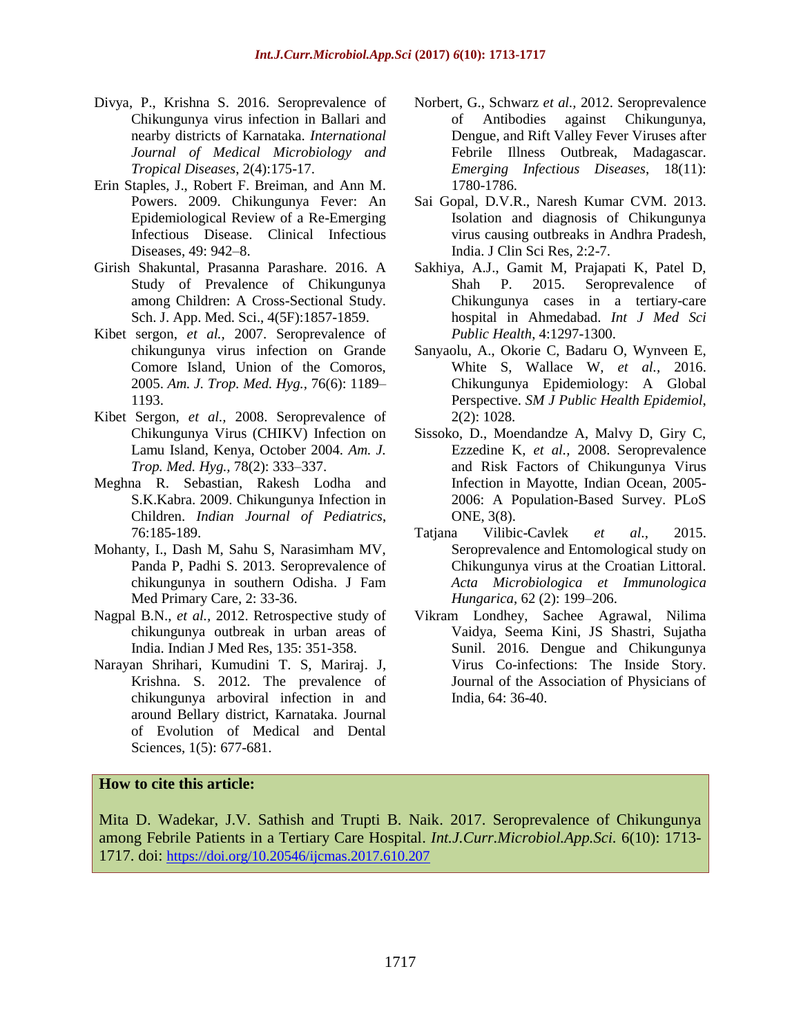Divya, P., Krishna S. 2016. Seroprevalence of Chikungunya virus infection in Ballari and nearby districts of Karnataka. *International Journal of Medical Microbiology and Tropical Diseases*, 2(4):175-17.

Erin Staples, J., Robert F. Breiman, and Ann M. Powers. 2009. Chikungunya Fever: An Epidemiological Review of a Re-Emerging Infectious Disease. Clinical Infectious Diseases, 49: 942–8.

Girish Shakuntal, Prasanna Parashare. 2016. A Study of Prevalence of Chikungunya among Children: A Cross-Sectional Study. Sch. J. App. Med. Sci., 4(5F):1857-1859.

Kibet sergon, *et al.,* 2007. Seroprevalence of chikungunya virus infection on Grande Comore Island, Union of the Comoros, 2005. *Am. J. Trop. Med. Hyg.,* 76(6): 1189–1193.

Kibet Sergon, *et al.,* 2008. Seroprevalence of Chikungunya Virus (CHIKV) Infection on Lamu Island, Kenya, October 2004. *Am. J. Trop. Med. Hyg.,* 78(2): 333–337.

Meghna R. Sebastian, Rakesh Lodha and S.K.Kabra. 2009. Chikungunya Infection in Children. *Indian Journal of Pediatrics*, 76:185-189.

Mohanty, I., Dash M, Sahu S, Narasimham MV, Panda P, Padhi S. 2013. Seroprevalence of chikungunya in southern Odisha. J Fam Med Primary Care, 2: 33-36.

Nagpal B.N., *et al.,* 2012. Retrospective study of chikungunya outbreak in urban areas of India. Indian J Med Res, 135: 351-358.

Narayan Shrihari, Kumudini T. S, Mariraj. J, Krishna. S. 2012. The prevalence of chikungunya arboviral infection in and around Bellary district, Karnataka. Journal of Evolution of Medical and Dental Sciences, 1(5): 677-681.

Norbert, G., Schwarz *et al.,* 2012. Seroprevalence of Antibodies against Chikungunya, Dengue, and Rift Valley Fever Viruses after Febrile Illness Outbreak, Madagascar. *Emerging Infectious Diseases*, 18(11): 1780-1786.

Sai Gopal, D.V.R., Naresh Kumar CVM. 2013. Isolation and diagnosis of Chikungunya virus causing outbreaks in Andhra Pradesh, India. J Clin Sci Res, 2:2-7.

Sakhiya, A.J., Gamit M, Prajapati K, Patel D, Shah P. 2015. Seroprevalence of Chikungunya cases in a tertiary-care hospital in Ahmedabad. *Int J Med Sci Public Health*, 4:1297-1300.

Sanyaolu, A., Okorie C, Badaru O, Wynveen E, White S, Wallace W, *et al.,* 2016. Chikungunya Epidemiology: A Global Perspective. *SM J Public Health Epidemiol*, 2(2): 1028.

Sissoko, D., Moendandze A, Malvy D, Giry C, Ezzedine K, *et al.,* 2008. Seroprevalence and Risk Factors of Chikungunya Virus Infection in Mayotte, Indian Ocean, 2005-2006: A Population-Based Survey. PLoS ONE, 3(8).

Tatjana Vilibic-Cavlek *et al.,* 2015. Seroprevalence and Entomological study on Chikungunya virus at the Croatian Littoral. *Acta Microbiologica et Immunologica Hungarica*, 62 (2): 199–206.

Vikram Londhey, Sachee Agrawal, Nilima Vaidya, Seema Kini, JS Shastri, Sujatha Sunil. 2016. Dengue and Chikungunya Virus Co-infections: The Inside Story. Journal of the Association of Physicians of India, 64: 36-40.

**How to cite this article:**

Mita D. Wadekar, J.V. Sathish and Trupti B. Naik. 2017. Seroprevalence of Chikungunya among Febrile Patients in a Tertiary Care Hospital. *Int.J.Curr.Microbiol.App.Sci.* 6(10): 1713-1717. doi: https://doi.org/10.20546/ijcmas.2017.610.207